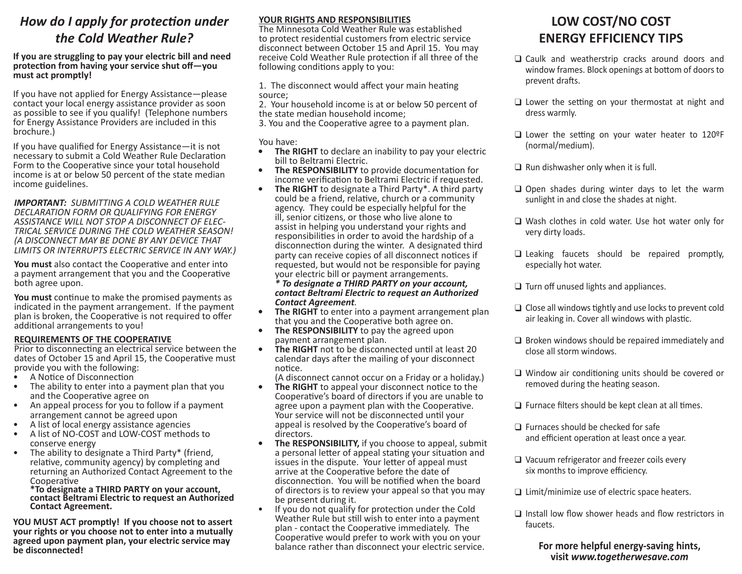## *How do I apply for protection under the Cold Weather Rule?*

**If you are struggling to pay your electric bill and need protection from having your service shut off—you must act promptly!**

If you have not applied for Energy Assistance—please contact your local energy assistance provider as soon as possible to see if you qualify! (Telephone numbers for Energy Assistance Providers are included in this brochure.)

If you have qualified for Energy Assistance—it is not necessary to submit a Cold Weather Rule Declaration Form to the Cooperative since your total household income is at or below 50 percent of the state median income guidelines.

***IMPORTANT:*** *SUBMITTING A COLD WEATHER RULE DECLARATION FORM OR QUALIFYING FOR ENERGY ASSISTANCE WILL NOT STOP A DISCONNECT OF ELECTRICAL SERVICE DURING THE COLD WEATHER SEASON! (A DISCONNECT MAY BE DONE BY ANY DEVICE THAT LIMITS OR INTERRUPTS ELECTRIC SERVICE IN ANY WAY.)*

**You must** also contact the Cooperative and enter into a payment arrangement that you and the Cooperative both agree upon.

**You must** continue to make the promised payments as indicated in the payment arrangement. If the payment plan is broken, the Cooperative is not required to offer additional arrangements to you!

**REQUIREMENTS OF THE COOPERATIVE**

Prior to disconnecting an electrical service between the dates of October 15 and April 15, the Cooperative must provide you with the following:

- A Notice of Disconnection
- The ability to enter into a payment plan that you and the Cooperative agree on
- An appeal process for you to follow if a payment arrangement cannot be agreed upon
- A list of local energy assistance agencies
- A list of NO-COST and LOW-COST methods to conserve energy
- The ability to designate a Third Party* (friend, relative, community agency) by completing and returning an Authorized Contact Agreement to the Cooperative
  **\*To designate a THIRD PARTY on your account, contact Beltrami Electric to request an Authorized Contact Agreement.**

**YOU MUST ACT promptly! If you choose not to assert your rights or you choose not to enter into a mutually agreed upon payment plan, your electric service may be disconnected!**

**YOUR RIGHTS AND RESPONSIBILITIES**

The Minnesota Cold Weather Rule was established to protect residential customers from electric service disconnect between October 15 and April 15. You may receive Cold Weather Rule protection if all three of the following conditions apply to you:

1. The disconnect would affect your main heating source;
2. Your household income is at or below 50 percent of the state median household income;
3. You and the Cooperative agree to a payment plan.

You have:

- **The RIGHT** to declare an inability to pay your electric bill to Beltrami Electric.
- **The RESPONSIBILITY** to provide documentation for income verification to Beltrami Electric if requested.
- **The RIGHT** to designate a Third Party*. A third party could be a friend, relative, church or a community agency. They could be especially helpful for the ill, senior citizens, or those who live alone to assist in helping you understand your rights and responsibilities in order to avoid the hardship of a disconnection during the winter. A designated third party can receive copies of all disconnect notices if requested, but would not be responsible for paying your electric bill or payment arrangements.
  ***\* To designate a THIRD PARTY on your account, contact Beltrami Electric to request an Authorized Contact Agreement.***
- **The RIGHT** to enter into a payment arrangement plan that you and the Cooperative both agree on.
- **The RESPONSIBILITY** to pay the agreed upon payment arrangement plan.
- **The RIGHT** not to be disconnected until at least 20 calendar days after the mailing of your disconnect notice.
  (A disconnect cannot occur on a Friday or a holiday.)
- **The RIGHT** to appeal your disconnect notice to the Cooperative's board of directors if you are unable to agree upon a payment plan with the Cooperative. Your service will not be disconnected until your appeal is resolved by the Cooperative's board of directors.
- **The RESPONSIBILITY,** if you choose to appeal, submit a personal letter of appeal stating your situation and issues in the dispute. Your letter of appeal must arrive at the Cooperative before the date of disconnection. You will be notified when the board of directors is to review your appeal so that you may be present during it.
- If you do not qualify for protection under the Cold Weather Rule but still wish to enter into a payment plan - contact the Cooperative immediately. The Cooperative would prefer to work with you on your balance rather than disconnect your electric service.

## LOW COST/NO COST ENERGY EFFICIENCY TIPS

- ❑ Caulk and weatherstrip cracks around doors and window frames. Block openings at bottom of doors to prevent drafts.
- ❑ Lower the setting on your thermostat at night and dress warmly.
- ❑ Lower the setting on your water heater to 120ºF (normal/medium).
- ❑ Run dishwasher only when it is full.
- ❑ Open shades during winter days to let the warm sunlight in and close the shades at night.
- ❑ Wash clothes in cold water. Use hot water only for very dirty loads.
- ❑ Leaking faucets should be repaired promptly, especially hot water.
- ❑ Turn off unused lights and appliances.
- ❑ Close all windows tightly and use locks to prevent cold air leaking in. Cover all windows with plastic.
- ❑ Broken windows should be repaired immediately and close all storm windows.
- ❑ Window air conditioning units should be covered or removed during the heating season.
- ❑ Furnace filters should be kept clean at all times.
- ❑ Furnaces should be checked for safe and efficient operation at least once a year.
- ❑ Vacuum refrigerator and freezer coils every six months to improve efficiency.
- ❑ Limit/minimize use of electric space heaters.
- ❑ Install low flow shower heads and flow restrictors in faucets.

**For more helpful energy-saving hints, visit *www.togetherwesave.com***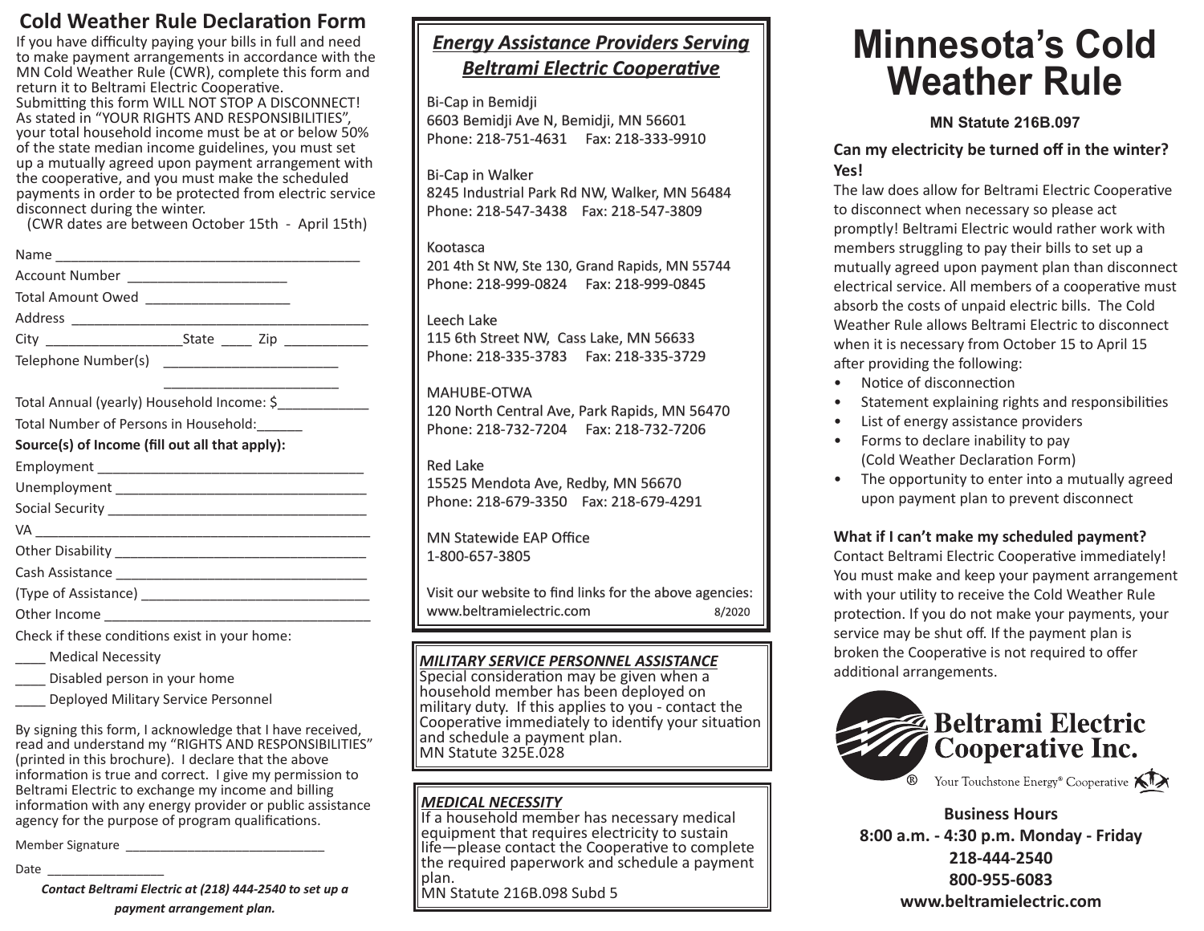## Cold Weather Rule Declaration Form

If you have difficulty paying your bills in full and need to make payment arrangements in accordance with the MN Cold Weather Rule (CWR), complete this form and return it to Beltrami Electric Cooperative. Submitting this form WILL NOT STOP A DISCONNECT! As stated in "YOUR RIGHTS AND RESPONSIBILITIES", your total household income must be at or below 50% of the state median income guidelines, you must set up a mutually agreed upon payment arrangement with the cooperative, and you must make the scheduled payments in order to be protected from electric service disconnect during the winter.

(CWR dates are between October 15th - April 15th)

Name ________________________________________

Account Number ____________________

Total Amount Owed ___________________

Address ________________________________________

City __________________ State ____ Zip __________

Telephone Number(s) ______________________

______________________

Total Annual (yearly) Household Income: $___________

Total Number of Persons in Household:______

**Source(s) of Income (fill out all that apply):**

Employment ___________________________________

Unemployment _________________________________

Social Security ________________________________

VA ____________________________________________

Other Disability ________________________________

Cash Assistance ________________________________

(Type of Assistance) ____________________________

Other Income __________________________________

Check if these conditions exist in your home:

____ Medical Necessity

____ Disabled person in your home

____ Deployed Military Service Personnel

By signing this form, I acknowledge that I have received, read and understand my "RIGHTS AND RESPONSIBILITIES" (printed in this brochure). I declare that the above information is true and correct. I give my permission to Beltrami Electric to exchange my income and billing information with any energy provider or public assistance agency for the purpose of program qualifications.

Member Signature ___________________________

Date ________________

***Contact Beltrami Electric at (218) 444-2540 to set up a payment arrangement plan.***

## *Energy Assistance Providers Serving Beltrami Electric Cooperative*

Bi-Cap in Bemidji
6603 Bemidji Ave N, Bemidji, MN 56601
Phone: 218-751-4631 Fax: 218-333-9910

Bi-Cap in Walker
8245 Industrial Park Rd NW, Walker, MN 56484
Phone: 218-547-3438 Fax: 218-547-3809

Kootasca
201 4th St NW, Ste 130, Grand Rapids, MN 55744
Phone: 218-999-0824 Fax: 218-999-0845

Leech Lake
115 6th Street NW, Cass Lake, MN 56633
Phone: 218-335-3783 Fax: 218-335-3729

MAHUBE-OTWA
120 North Central Ave, Park Rapids, MN 56470
Phone: 218-732-7204 Fax: 218-732-7206

Red Lake
15525 Mendota Ave, Redby, MN 56670
Phone: 218-679-3350 Fax: 218-679-4291

MN Statewide EAP Office
1-800-657-3805

Visit our website to find links for the above agencies:
www.beltramielectric.com 8/2020

### *MILITARY SERVICE PERSONNEL ASSISTANCE*

Special consideration may be given when a household member has been deployed on military duty. If this applies to you - contact the Cooperative immediately to identify your situation and schedule a payment plan.
MN Statute 325E.028

### *MEDICAL NECESSITY*

If a household member has necessary medical equipment that requires electricity to sustain life—please contact the Cooperative to complete the required paperwork and schedule a payment plan.
MN Statute 216B.098 Subd 5

# Minnesota's Cold Weather Rule

**MN Statute 216B.097**

**Can my electricity be turned off in the winter? Yes!**

The law does allow for Beltrami Electric Cooperative to disconnect when necessary so please act promptly! Beltrami Electric would rather work with members struggling to pay their bills to set up a mutually agreed upon payment plan than disconnect electrical service. All members of a cooperative must absorb the costs of unpaid electric bills. The Cold Weather Rule allows Beltrami Electric to disconnect when it is necessary from October 15 to April 15 after providing the following:

- Notice of disconnection
- Statement explaining rights and responsibilities
- List of energy assistance providers
- Forms to declare inability to pay (Cold Weather Declaration Form)
- The opportunity to enter into a mutually agreed upon payment plan to prevent disconnect

**What if I can't make my scheduled payment?**

Contact Beltrami Electric Cooperative immediately! You must make and keep your payment arrangement with your utility to receive the Cold Weather Rule protection. If you do not make your payments, your service may be shut off. If the payment plan is broken the Cooperative is not required to offer additional arrangements.

Beltrami Electric Cooperative Inc.®
Your Touchstone Energy® Cooperative

**Business Hours**
**8:00 a.m. - 4:30 p.m. Monday - Friday**
**218-444-2540**
**800-955-6083**
**www.beltramielectric.com**